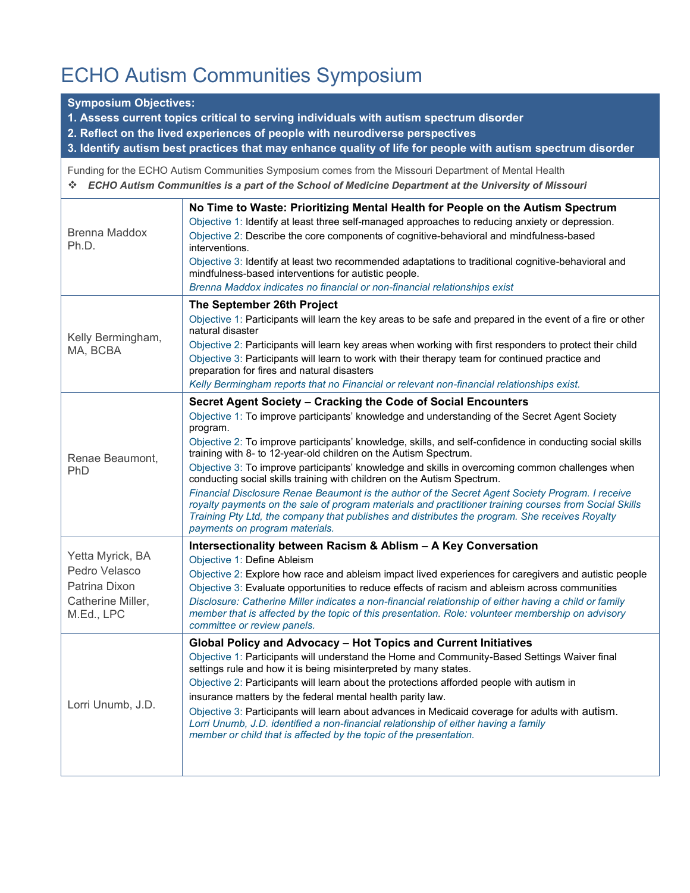# ECHO Autism Communities Symposium

**Symposium Objectives:**
**1. Assess current topics critical to serving individuals with autism spectrum disorder**
**2. Reflect on the lived experiences of people with neurodiverse perspectives**
**3. Identify autism best practices that may enhance quality of life for people with autism spectrum disorder**

Funding for the ECHO Autism Communities Symposium comes from the Missouri Department of Mental Health

- ***ECHO Autism Communities is a part of the School of Medicine Department at the University of Missouri***

| Presenter | Session |
| --- | --- |
| Brenna Maddox Ph.D. | **No Time to Waste: Prioritizing Mental Health for People on the Autism Spectrum**<br>Objective 1: Identify at least three self-managed approaches to reducing anxiety or depression.<br>Objective 2: Describe the core components of cognitive-behavioral and mindfulness-based interventions.<br>Objective 3: Identify at least two recommended adaptations to traditional cognitive-behavioral and mindfulness-based interventions for autistic people.<br>*Brenna Maddox indicates no financial or non-financial relationships exist* |
| Kelly Bermingham, MA, BCBA | **The September 26th Project**<br>Objective 1: Participants will learn the key areas to be safe and prepared in the event of a fire or other natural disaster<br>Objective 2: Participants will learn key areas when working with first responders to protect their child<br>Objective 3: Participants will learn to work with their therapy team for continued practice and preparation for fires and natural disasters<br>*Kelly Bermingham reports that no Financial or relevant non-financial relationships exist.* |
| Renae Beaumont, PhD | **Secret Agent Society – Cracking the Code of Social Encounters**<br>Objective 1: To improve participants' knowledge and understanding of the Secret Agent Society program.<br>Objective 2: To improve participants' knowledge, skills, and self-confidence in conducting social skills training with 8- to 12-year-old children on the Autism Spectrum.<br>Objective 3: To improve participants' knowledge and skills in overcoming common challenges when conducting social skills training with children on the Autism Spectrum.<br>*Financial Disclosure Renae Beaumont is the author of the Secret Agent Society Program. I receive royalty payments on the sale of program materials and practitioner training courses from Social Skills Training Pty Ltd, the company that publishes and distributes the program. She receives Royalty payments on program materials.* |
| Yetta Myrick, BA<br>Pedro Velasco<br>Patrina Dixon<br>Catherine Miller, M.Ed., LPC | **Intersectionality between Racism & Ablism – A Key Conversation**<br>Objective 1: Define Ableism<br>Objective 2: Explore how race and ableism impact lived experiences for caregivers and autistic people<br>Objective 3: Evaluate opportunities to reduce effects of racism and ableism across communities<br>*Disclosure: Catherine Miller indicates a non-financial relationship of either having a child or family member that is affected by the topic of this presentation. Role: volunteer membership on advisory committee or review panels.* |
| Lorri Unumb, J.D. | **Global Policy and Advocacy – Hot Topics and Current Initiatives**<br>Objective 1: Participants will understand the Home and Community-Based Settings Waiver final settings rule and how it is being misinterpreted by many states.<br>Objective 2: Participants will learn about the protections afforded people with autism in insurance matters by the federal mental health parity law.<br>Objective 3: Participants will learn about advances in Medicaid coverage for adults with autism.<br>*Lorri Unumb, J.D. identified a non-financial relationship of either having a family member or child that is affected by the topic of the presentation.* |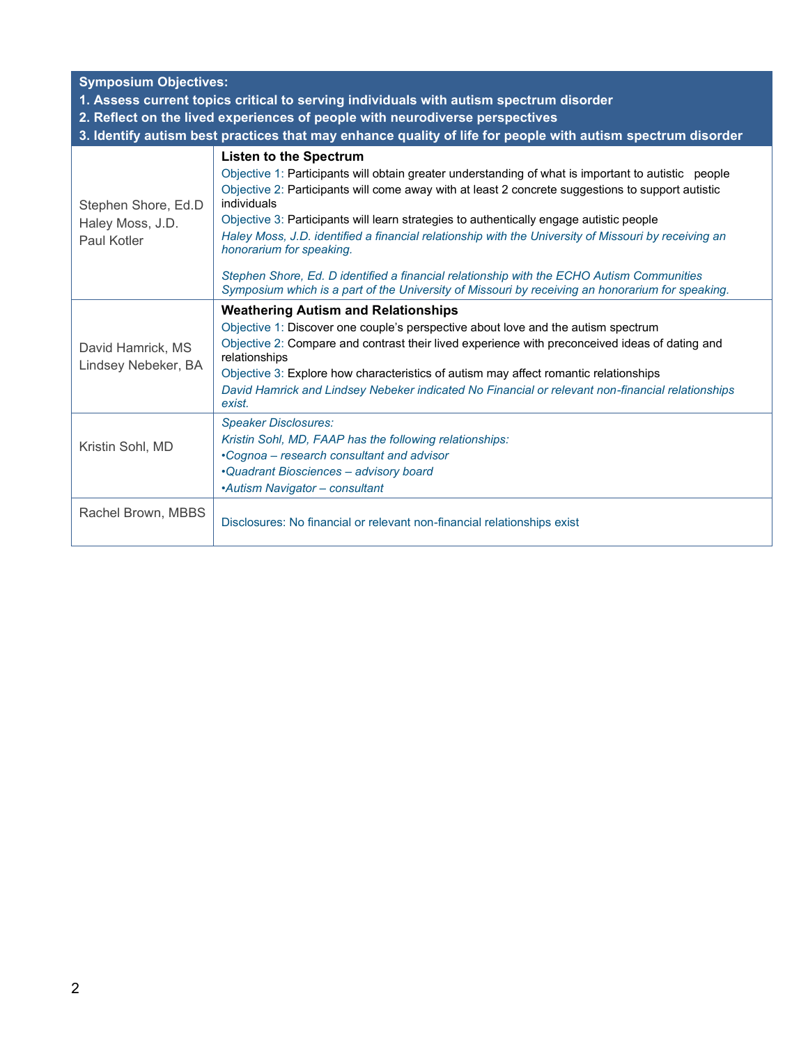| **Symposium Objectives:**<br>**1. Assess current topics critical to serving individuals with autism spectrum disorder**<br>**2. Reflect on the lived experiences of people with neurodiverse perspectives**<br>**3. Identify autism best practices that may enhance quality of life for people with autism spectrum disorder** | |
|---|---|
| Stephen Shore, Ed.D<br>Haley Moss, J.D.<br>Paul Kotler | **Listen to the Spectrum**<br>Objective 1: Participants will obtain greater understanding of what is important to autistic people<br>Objective 2: Participants will come away with at least 2 concrete suggestions to support autistic individuals<br>Objective 3: Participants will learn strategies to authentically engage autistic people<br>*Haley Moss, J.D. identified a financial relationship with the University of Missouri by receiving an honorarium for speaking.*<br><br>*Stephen Shore, Ed. D identified a financial relationship with the ECHO Autism Communities Symposium which is a part of the University of Missouri by receiving an honorarium for speaking.* |
| David Hamrick, MS<br>Lindsey Nebeker, BA | **Weathering Autism and Relationships**<br>Objective 1: Discover one couple's perspective about love and the autism spectrum<br>Objective 2: Compare and contrast their lived experience with preconceived ideas of dating and relationships<br>Objective 3: Explore how characteristics of autism may affect romantic relationships<br>*David Hamrick and Lindsey Nebeker indicated No Financial or relevant non-financial relationships exist.* |
| Kristin Sohl, MD | *Speaker Disclosures:*<br>*Kristin Sohl, MD, FAAP has the following relationships:*<br>*•Cognoa – research consultant and advisor*<br>*•Quadrant Biosciences – advisory board*<br>*•Autism Navigator – consultant* |
| Rachel Brown, MBBS | Disclosures: No financial or relevant non-financial relationships exist |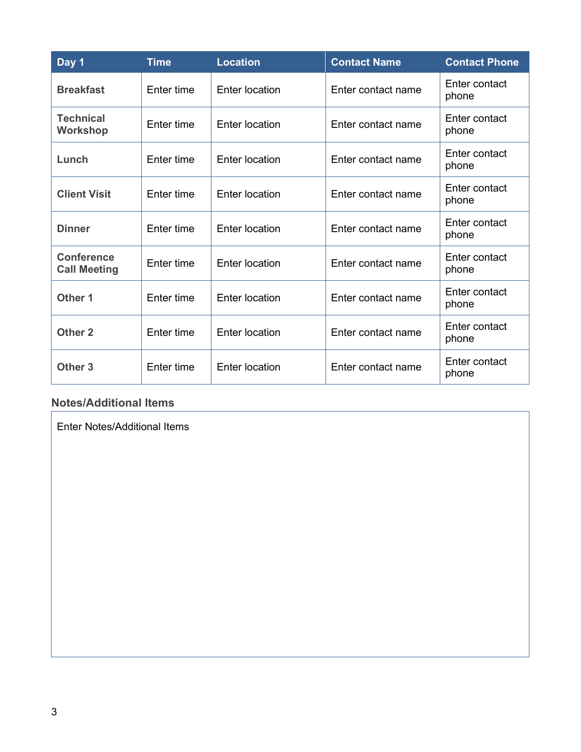| Day 1 | Time | Location | Contact Name | Contact Phone |
|---|---|---|---|---|
| **Breakfast** | Enter time | Enter location | Enter contact name | Enter contact phone |
| **Technical Workshop** | Enter time | Enter location | Enter contact name | Enter contact phone |
| **Lunch** | Enter time | Enter location | Enter contact name | Enter contact phone |
| **Client Visit** | Enter time | Enter location | Enter contact name | Enter contact phone |
| **Dinner** | Enter time | Enter location | Enter contact name | Enter contact phone |
| **Conference Call Meeting** | Enter time | Enter location | Enter contact name | Enter contact phone |
| **Other 1** | Enter time | Enter location | Enter contact name | Enter contact phone |
| **Other 2** | Enter time | Enter location | Enter contact name | Enter contact phone |
| **Other 3** | Enter time | Enter location | Enter contact name | Enter contact phone |

### Notes/Additional Items

Enter Notes/Additional Items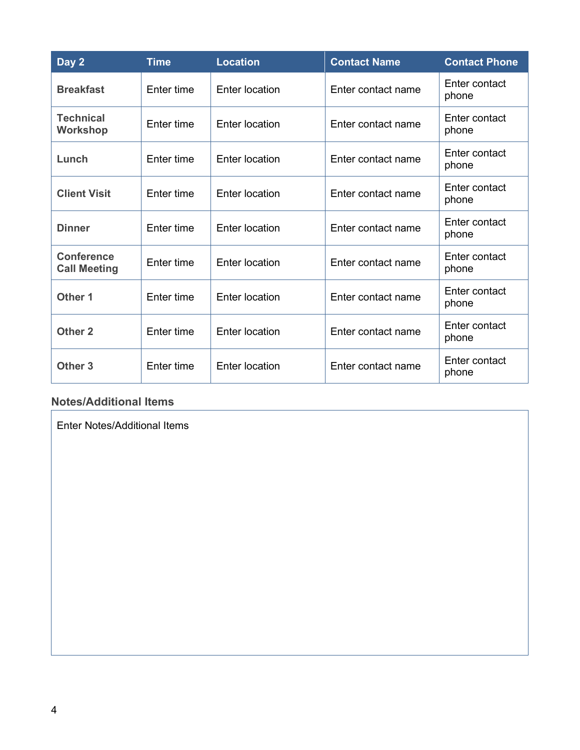| Day 2 | Time | Location | Contact Name | Contact Phone |
|---|---|---|---|---|
| **Breakfast** | Enter time | Enter location | Enter contact name | Enter contact phone |
| **Technical Workshop** | Enter time | Enter location | Enter contact name | Enter contact phone |
| **Lunch** | Enter time | Enter location | Enter contact name | Enter contact phone |
| **Client Visit** | Enter time | Enter location | Enter contact name | Enter contact phone |
| **Dinner** | Enter time | Enter location | Enter contact name | Enter contact phone |
| **Conference Call Meeting** | Enter time | Enter location | Enter contact name | Enter contact phone |
| **Other 1** | Enter time | Enter location | Enter contact name | Enter contact phone |
| **Other 2** | Enter time | Enter location | Enter contact name | Enter contact phone |
| **Other 3** | Enter time | Enter location | Enter contact name | Enter contact phone |

### Notes/Additional Items

Enter Notes/Additional Items